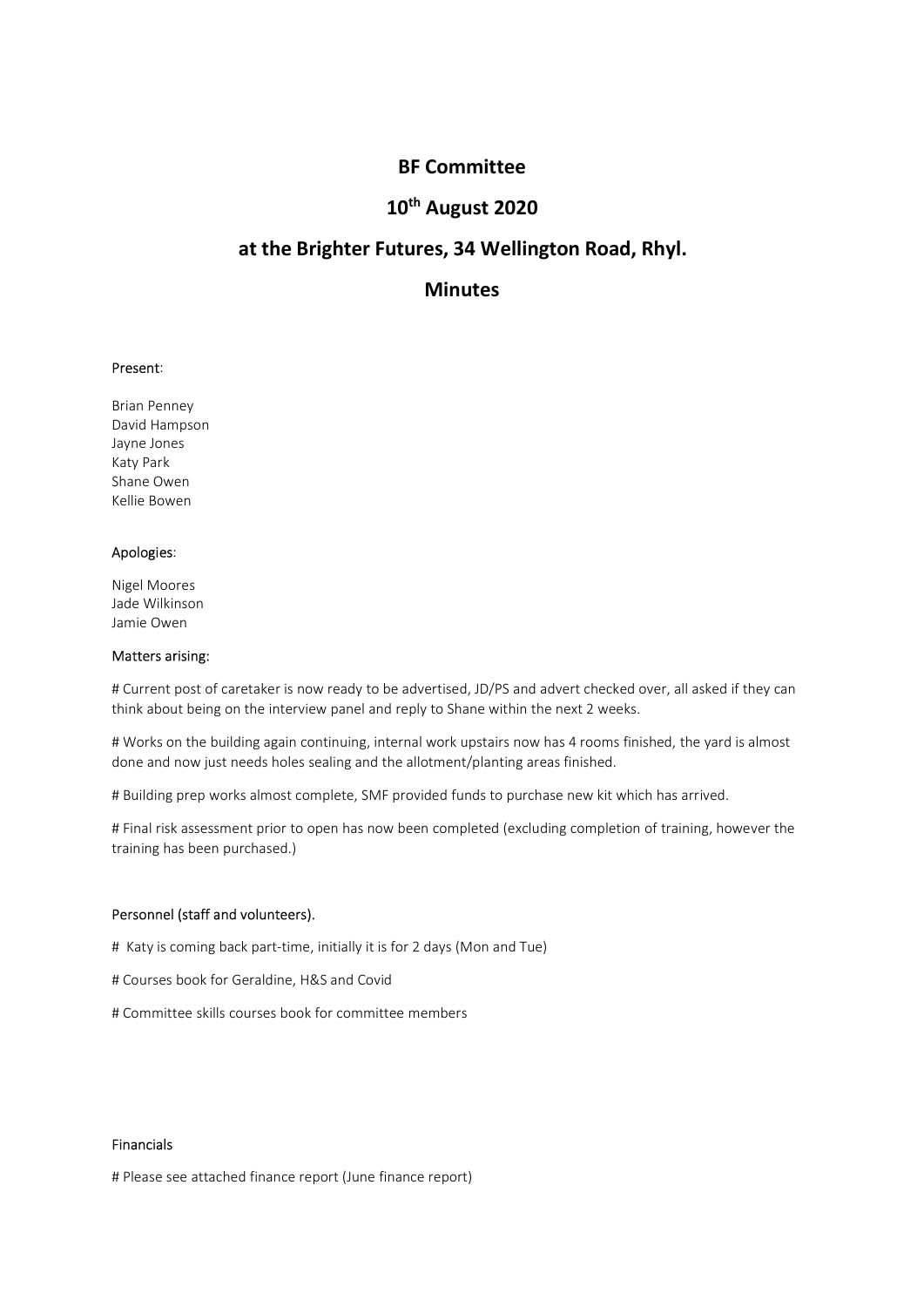# BF Committee

## 10th August 2020

## at the Brighter Futures, 34 Wellington Road, Rhyl.

## Minutes

Present:

Brian Penney
David Hampson
Jayne Jones
Katy Park
Shane Owen
Kellie Bowen

Apologies:

Nigel Moores
Jade Wilkinson
Jamie Owen

Matters arising:

# Current post of caretaker is now ready to be advertised, JD/PS and advert checked over, all asked if they can think about being on the interview panel and reply to Shane within the next 2 weeks.

# Works on the building again continuing, internal work upstairs now has 4 rooms finished, the yard is almost done and now just needs holes sealing and the allotment/planting areas finished.

# Building prep works almost complete, SMF provided funds to purchase new kit which has arrived.

# Final risk assessment prior to open has now been completed (excluding completion of training, however the training has been purchased.)

Personnel (staff and volunteers).

# Katy is coming back part-time, initially it is for 2 days (Mon and Tue)

# Courses book for Geraldine, H&S and Covid

# Committee skills courses book for committee members

Financials

# Please see attached finance report (June finance report)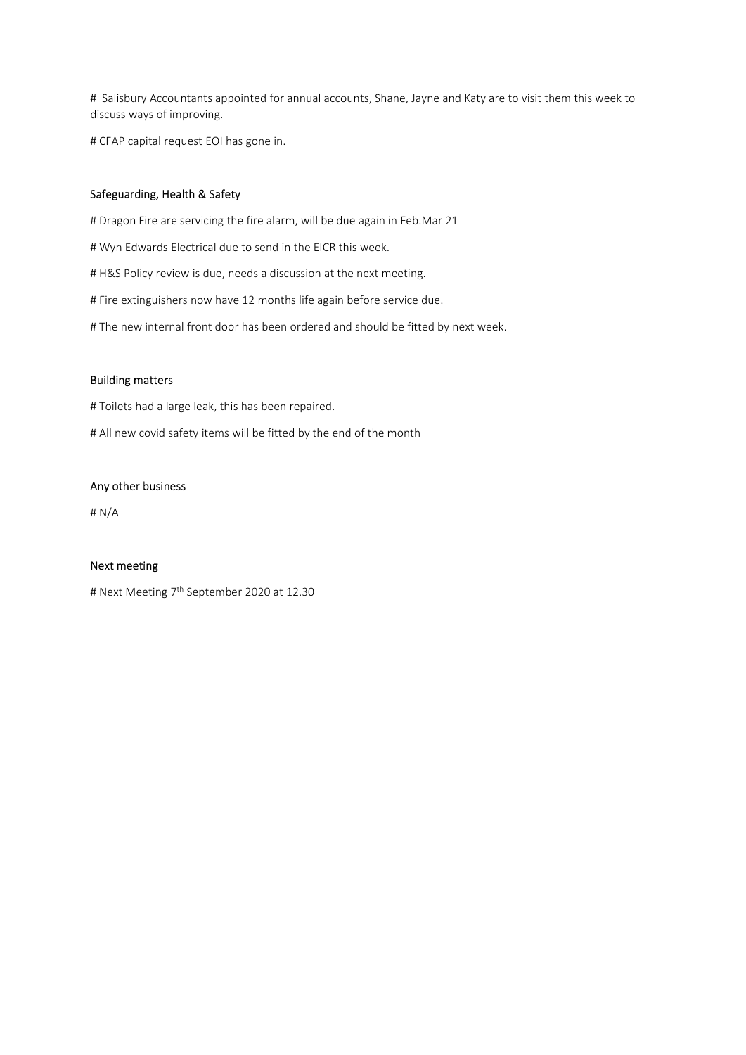# Salisbury Accountants appointed for annual accounts, Shane, Jayne and Katy are to visit them this week to discuss ways of improving.

# CFAP capital request EOI has gone in.

Safeguarding, Health & Safety

# Dragon Fire are servicing the fire alarm, will be due again in Feb.Mar 21

# Wyn Edwards Electrical due to send in the EICR this week.

# H&S Policy review is due, needs a discussion at the next meeting.

# Fire extinguishers now have 12 months life again before service due.

# The new internal front door has been ordered and should be fitted by next week.

Building matters

# Toilets had a large leak, this has been repaired.

# All new covid safety items will be fitted by the end of the month

Any other business

# N/A

Next meeting

# Next Meeting 7th September 2020 at 12.30